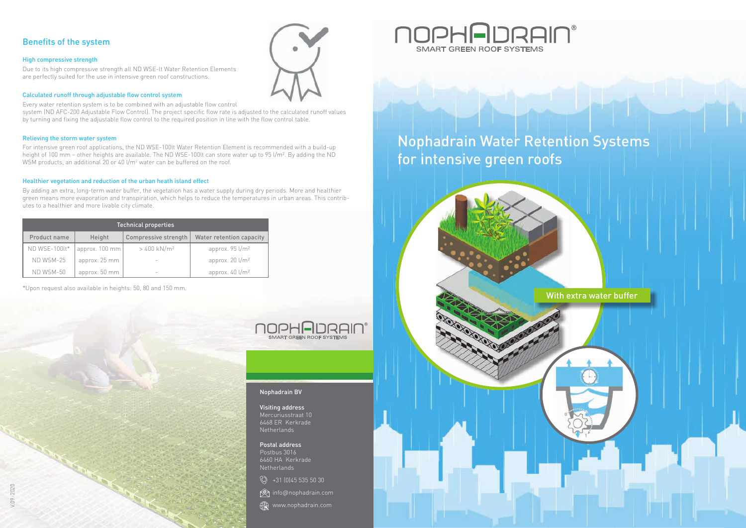## Benefits of the system

### High compressive strength

Due to its high compressive strength all ND WSE-lt Water Retention Elements are perfectly suited for the use in intensive green roof constructions.

### Calculated runoff through adjustable flow control system

Every water retention system is to be combined with an adjustable flow control system (ND AFC-200 Adjustable Flow Control). The project specific flow rate is adjusted to the calculated runoff values by turning and fixing the adjustable flow control to the required position in line with the flow control table.

### Relieving the storm water system

For intensive green roof applications, the ND WSE-100lt Water Retention Element is recommended with a build-up height of 100 mm – other heights are available. The ND WSE-100lt can store water up to 95 l/m². By adding the ND WSM products, an additional 20 or 40 l/m² water can be buffered on the roof.

### Healthier vegetation and reduction of the urban heath island effect

By adding an extra, long-term water buffer, the vegetation has a water supply during dry periods. More and healthier green means more evaporation and transpiration, which helps to reduce the temperatures in urban areas. This contributes to a healthier and more livable city climate.

| Technical properties | | | |
|---|---|---|---|
| Product name | Height | Compressive strength | Water retention capacity |
| ND WSE-100lt* | approx. 100 mm | > 400 kN/m² | approx. 95 l/m² |
| ND WSM-25 | approx. 25 mm | - | approx. 20 l/m² |
| ND WSM-50 | approx. 50 mm | - | approx. 40 l/m² |

*Upon request also available in heights: 50, 80 and 150 mm.

NOPHADRAIN® SMART GREEN ROOF SYSTEMS

**Nophadrain BV**

**Visiting address**
Mercuriusstraat 10
6468 ER Kerkrade
Netherlands

**Postal address**
Postbus 3016
6460 HA Kerkrade
Netherlands

+31 (0)45 535 50 30

info@nophadrain.com

www.nophadrain.com

V.09-2020

NOPHADRAIN® SMART GREEN ROOF SYSTEMS

# Nophadrain Water Retention Systems for intensive green roofs

With extra water buffer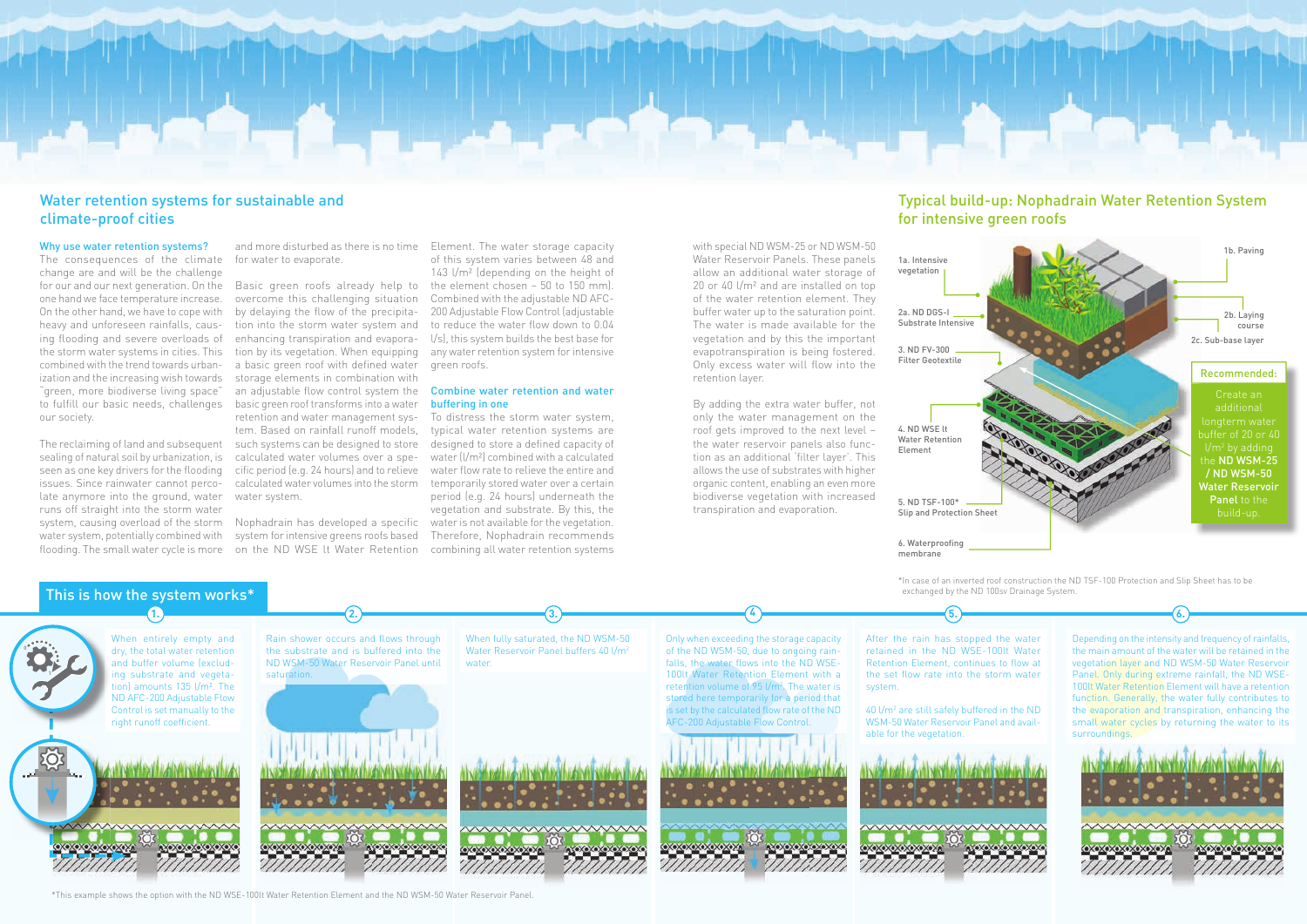## Water retention systems for sustainable and climate-proof cities

### Why use water retention systems?

The consequences of the climate change are and will be the challenge for our and our next generation. On the one hand we face temperature increase. On the other hand, we have to cope with heavy and unforeseen rainfalls, causing flooding and severe overloads of the storm water systems in cities. This combined with the trend towards urbanization and the increasing wish towards "green, more biodiverse living space" to fulfill our basic needs, challenges our society.

The reclaiming of land and subsequent sealing of natural soil by urbanization, is seen as one key drivers for the flooding issues. Since rainwater cannot percolate anymore into the ground, water runs off straight into the storm water system, causing overload of the storm water system, potentially combined with flooding. The small water cycle is more and more disturbed as there is no time for water to evaporate.

Basic green roofs already help to overcome this challenging situation by delaying the flow of the precipitation into the storm water system and enhancing transpiration and evaporation by its vegetation. When equipping a basic green roof with defined water storage elements in combination with an adjustable flow control system the basic green roof transforms into a water retention and water management system. Based on rainfall runoff models, such systems can be designed to store calculated water volumes over a specific period (e.g. 24 hours) and to relieve calculated water volumes into the storm water system.

Nophadrain has developed a specific system for intensive greens roofs based on the ND WSE lt Water Retention Element. The water storage capacity of this system varies between 48 and 143 l/m² (depending on the height of the element chosen – 50 to 150 mm). Combined with the adjustable ND AFC-200 Adjustable Flow Control (adjustable to reduce the water flow down to 0.04 l/s), this system builds the best base for any water retention system for intensive green roofs.

### Combine water retention and water buffering in one

To distress the storm water system, typical water retention systems are designed to store a defined capacity of water (l/m²) combined with a calculated water flow rate to relieve the entire and temporarily stored water over a certain period (e.g. 24 hours) underneath the vegetation and substrate. By this, the water is not available for the vegetation. Therefore, Nophadrain recommends combining all water retention systems with special ND WSM-25 or ND WSM-50 Water Reservoir Panels. These panels allow an additional water storage of 20 or 40 l/m² and are installed on top of the water retention element. They buffer water up to the saturation point. The water is made available for the vegetation and by this the important evapotranspiration is being fostered. Only excess water will flow into the retention layer.

By adding the extra water buffer, not only the water management on the roof gets improved to the next level – the water reservoir panels also function as an additional 'filter layer'. This allows the use of substrates with higher organic content, enabling an even more biodiverse vegetation with increased transpiration and evaporation.

## Typical build-up: Nophadrain Water Retention System for intensive green roofs

1a. Intensive vegetation
1b. Paving
2a. ND DGS-I Substrate Intensive
2b. Laying course
2c. Sub-base layer
3. ND FV-300 Filter Geotextile
4. ND WSE lt Water Retention Element
5. ND TSF-100* Slip and Protection Sheet
6. Waterproofing membrane

**Recommended:** Create an additional longterm water buffer of 20 or 40 l/m² by adding the **ND WSM-25 / ND WSM-50 Water Reservoir Panel** to the build-up.

*In case of an inverted roof construction the ND TSF-100 Protection and Slip Sheet has to be exchanged by the ND 100sv Drainage System.

## This is how the system works*

1. When entirely empty and dry, the total water retention and buffer volume (excluding substrate and vegetation) amounts 135 l/m². The ND AFC-200 Adjustable Flow Control is set manually to the right runoff coefficient.

2. Rain shower occurs and flows through the substrate and is buffered into the ND WSM-50 Water Reservoir Panel until saturation.

3. When fully saturated, the ND WSM-50 Water Reservoir Panel buffers 40 l/m² water.

4. Only when exceeding the storage capacity of the ND WSM-50, due to ongoing rainfalls, the water flows into the ND WSE-100lt Water Retention Element with a retention volume of 95 l/m². The water is stored here temporarily for a period that is set by the calculated flow rate of the ND AFC-200 Adjustable Flow Control.

5. After the rain has stopped the water retained in the ND WSE-100lt Water Retention Element, continues to flow at the set flow rate into the storm water system.

   40 l/m² are still safely buffered in the ND WSM-50 Water Reservoir Panel and available for the vegetation.

6. Depending on the intensity and frequency of rainfalls, the main amount of the water will be retained in the vegetation layer and ND WSM-50 Water Reservoir Panel. Only during extreme rainfall, the ND WSE-100lt Water Retention Element will have a retention function. Generally, the water fully contributes to the evaporation and transpiration, enhancing the small water cycles by returning the water to its surroundings.

*This example shows the option with the ND WSE-100lt Water Retention Element and the ND WSM-50 Water Reservoir Panel.